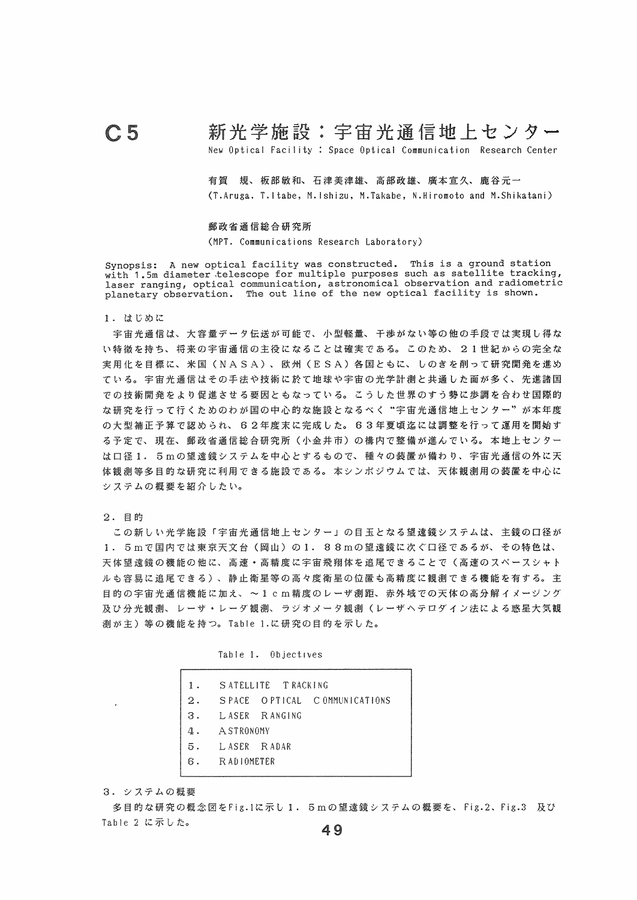# C5 新光学施設：宇宙光通信地上センター

New Optical Facility : Space Optical Communication Research Center

有賀　規、板部敏和、石津美津雄、高部政雄、廣本宣久、鹿谷元一
(T.Aruga, T.Itabe, M.Ishizu, M.Takabe, N.Hiromoto and M.Shikatani)

郵政省通信総合研究所
(MPT. Communications Research Laboratory)

Synopsis: A new optical facility was constructed. This is a ground station with 1.5m diameter telescope for multiple purposes such as satellite tracking, laser ranging, optical communication, astronomical observation and radiometric planetary observation. The out line of the new optical facility is shown.

## 1．はじめに

宇宙光通信は、大容量データ伝送が可能で、小型軽量、干渉がない等の他の手段では実現し得ない特徴を持ち、将来の宇宙通信の主役になることは確実である。このため、２１世紀からの完全な実用化を目標に、米国（ＮＡＳＡ）、欧州（ＥＳＡ）各国ともに、しのぎを削って研究開発を進めている。宇宙光通信はその手法や技術に於て地球や宇宙の光学計測と共通した面が多く、先進諸国での技術開発をより促進させる要因ともなっている。こうした世界のすう勢に歩調を合わせ国際的な研究を行って行くためのわが国の中心的な施設となるべく“宇宙光通信地上センター”が本年度の大型補正予算で認められ、６２年度末に完成した。６３年夏頃迄には調整を行って運用を開始する予定で、現在、郵政省通信総合研究所（小金井市）の構内で整備が進んでいる。本地上センターは口径１．５ｍの望遠鏡システムを中心とするもので、種々の装置が備わり、宇宙光通信の外に天体観測等多目的な研究に利用できる施設である。本シンポジウムでは、天体観測用の装置を中心にシステムの概要を紹介したい。

## 2．目的

この新しい光学施設「宇宙光通信地上センター」の目玉となる望遠鏡システムは、主鏡の口径が１．５ｍで国内では東京天文台（岡山）の１．８８ｍの望遠鏡に次ぐ口径であるが、その特色は、天体望遠鏡の機能の他に、高速・高精度に宇宙飛翔体を追尾できることで（高速のスペースシャトルも容易に追尾できる）、静止衛星等の高々度衛星の位置も高精度に観測できる機能を有する。主目的の宇宙光通信機能に加え、～１ｃｍ精度のレーザ測距、赤外域での天体の高分解イメージング及び分光観測、レーザ・レーダ観測、ラジオメータ観測（レーザヘテロダイン法による惑星大気観測が主）等の機能を持つ。Table 1.に研究の目的を示した。

Table 1. Objectives

| | |
|---|---|
| 1. | SATELLITE TRACKING |
| 2. | SPACE OPTICAL COMMUNICATIONS |
| 3. | LASER RANGING |
| 4. | ASTRONOMY |
| 5. | LASER RADAR |
| 6. | RADIOMETER |

## 3．システムの概要

多目的な研究の概念図をFig.1に示し１．５ｍの望遠鏡システムの概要を、Fig.2、Fig.3 及びTable 2 に示した。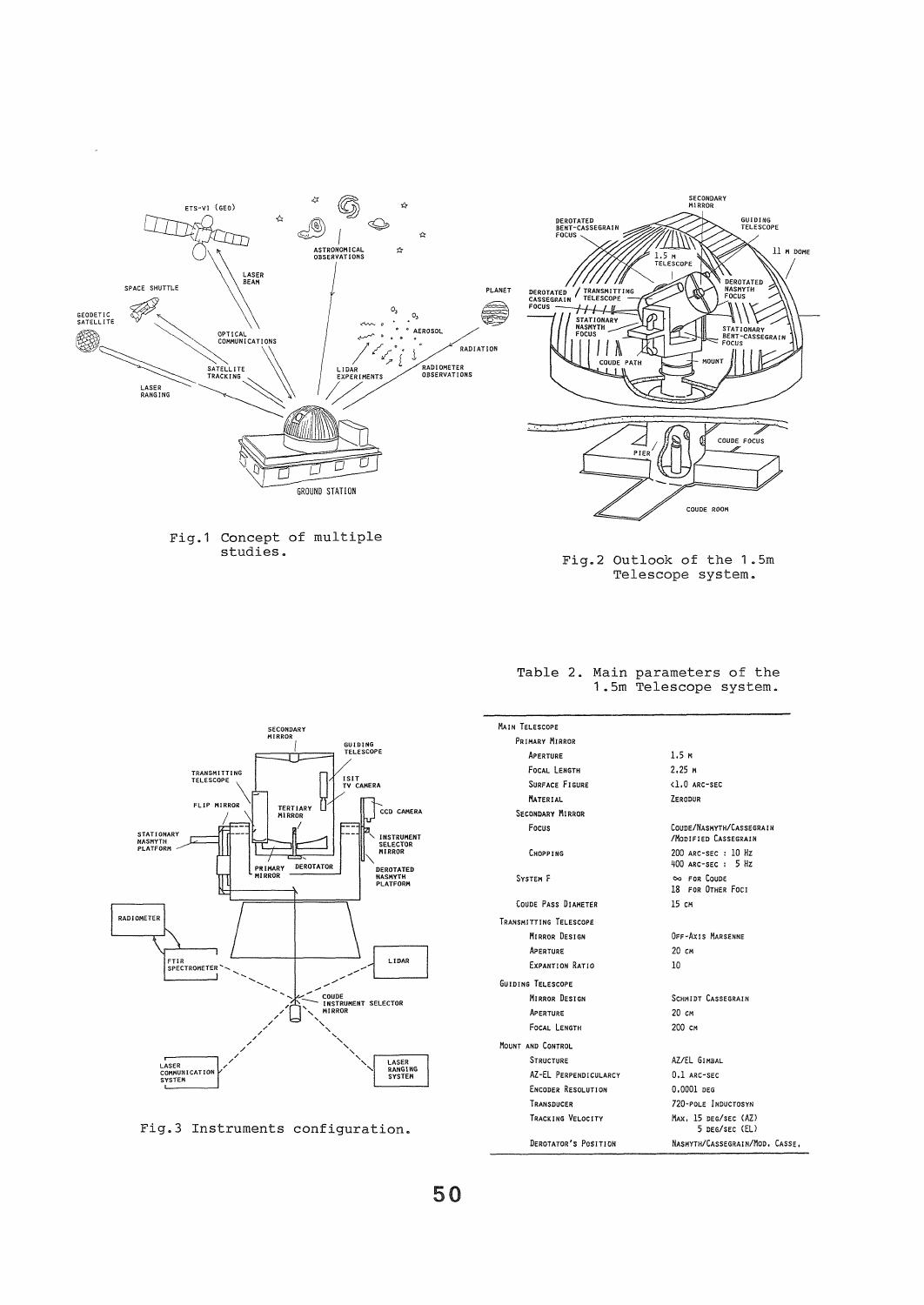ETS-VI (GEO)

ASTRONOMICAL OBSERVATIONS

LASER BEAM

SPACE SHUTTLE

PLANET

GEODETIC SATELLITE

OPTICAL COMMUNICATIONS

AEROSOL

RADIATION

SATELLITE TRACKING

LIDAR EXPERIMENTS

RADIOMETER OBSERVATIONS

LASER RANGING

GROUND STATION

Fig.1 Concept of multiple studies.

SECONDARY MIRROR

DEROTATED BENT-CASSEGRAIN FOCUS

GUIDING TELESCOPE

11 M DOME

1.5 M TELESCOPE

DEROTATED CASSEGRAIN FOCUS

TRANSMITTING TELESCOPE

DEROTATED NASMYTH FOCUS

STATIONARY NASMYTH FOCUS

STATIONARY BENT-CASSEGRAIN FOCUS

COUDE PATH

MOUNT

COUDE FOCUS

PIER

COUDE ROOM

Fig.2 Outlook of the 1.5m Telescope system.

SECONDARY MIRROR

GUIDING TELESCOPE

TRANSMITTING TELESCOPE

ISIT TV CAMERA

FLIP MIRROR

TERTIARY MIRROR

CCD CAMERA

STATIONARY NASMYTH PLATFORM

INSTRUMENT SELECTOR MIRROR

PRIMARY MIRROR

DEROTATOR

DEROTATED NASMYTH PLATFORM

RADIOMETER

FTIR SPECTROMETER

LIDAR

COUDE INSTRUMENT SELECTOR MIRROR

LASER COMMUNICATION SYSTEM

LASER RANGING SYSTEM

Fig.3 Instruments configuration.

Table 2. Main parameters of the 1.5m Telescope system.

| | |
|---|---|
| **MAIN TELESCOPE** | |
| PRIMARY MIRROR | |
| APERTURE | 1.5 M |
| FOCAL LENGTH | 2.25 M |
| SURFACE FIGURE | <1.0 ARC-SEC |
| MATERIAL | ZERODUR |
| SECONDARY MIRROR | |
| FOCUS | COUDE/NASMYTH/CASSEGRAIN /MODIFIED CASSEGRAIN |
| CHOPPING | 200 ARC-SEC : 10 Hz<br>400 ARC-SEC : 5 Hz |
| SYSTEM F | ∞ FOR COUDE<br>18 FOR OTHER FOCI |
| COUDE PASS DIAMETER | 15 CM |
| **TRANSMITTING TELESCOPE** | |
| MIRROR DESIGN | OFF-AXIS MARSENNE |
| APERTURE | 20 CM |
| EXPANTION RATIO | 10 |
| **GUIDING TELESCOPE** | |
| MIRROR DESIGN | SCHMIDT CASSEGRAIN |
| APERTURE | 20 CM |
| FOCAL LENGTH | 200 CM |
| **MOUNT AND CONTROL** | |
| STRUCTURE | AZ/EL GIMBAL |
| AZ-EL PERPENDICULARCY | 0.1 ARC-SEC |
| ENCODER RESOLUTION | 0.0001 DEG |
| TRANSDUCER | 720-POLE INDUCTOSYN |
| TRACKING VELOCITY | MAX. 15 DEG/SEC (AZ)<br>5 DEG/SEC (EL) |
| DEROTATOR'S POSITION | NASMYTH/CASSEGRAIN/MOD. CASSE. |